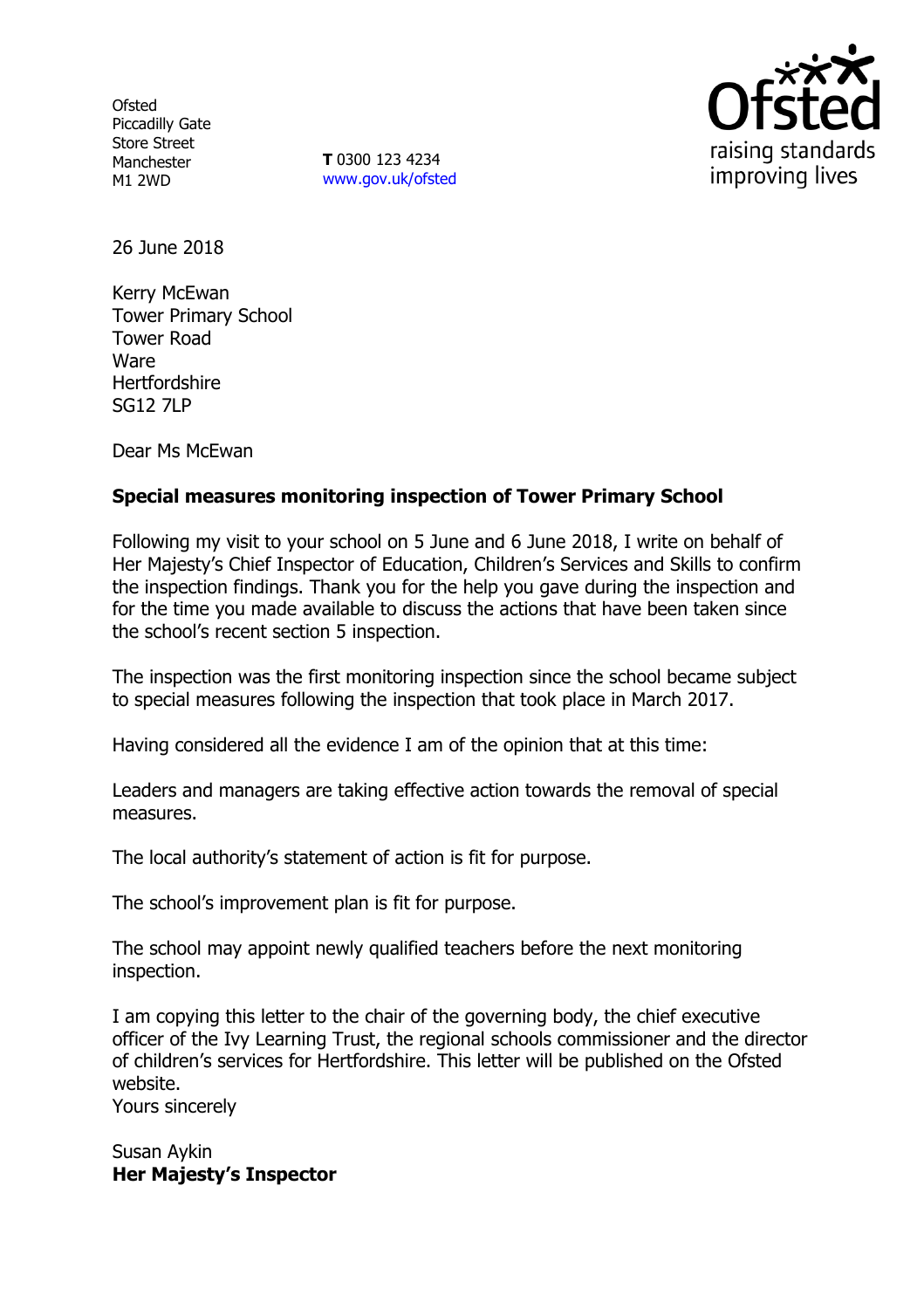Ofsted
Piccadilly Gate
Store Street
Manchester
M1 2WD

**T** 0300 123 4234
www.gov.uk/ofsted

26 June 2018

Kerry McEwan
Tower Primary School
Tower Road
Ware
Hertfordshire
SG12 7LP

Dear Ms McEwan

**Special measures monitoring inspection of Tower Primary School**

Following my visit to your school on 5 June and 6 June 2018, I write on behalf of Her Majesty's Chief Inspector of Education, Children's Services and Skills to confirm the inspection findings. Thank you for the help you gave during the inspection and for the time you made available to discuss the actions that have been taken since the school's recent section 5 inspection.

The inspection was the first monitoring inspection since the school became subject to special measures following the inspection that took place in March 2017.

Having considered all the evidence I am of the opinion that at this time:

Leaders and managers are taking effective action towards the removal of special measures.

The local authority's statement of action is fit for purpose.

The school's improvement plan is fit for purpose.

The school may appoint newly qualified teachers before the next monitoring inspection.

I am copying this letter to the chair of the governing body, the chief executive officer of the Ivy Learning Trust, the regional schools commissioner and the director of children's services for Hertfordshire. This letter will be published on the Ofsted website.
Yours sincerely

Susan Aykin
**Her Majesty's Inspector**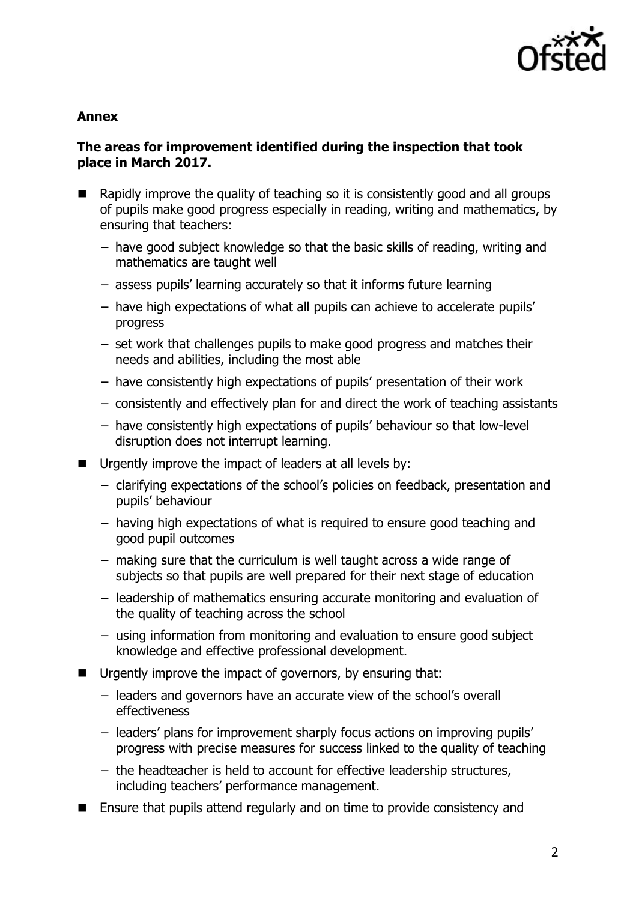**Annex**

**The areas for improvement identified during the inspection that took place in March 2017.**

- Rapidly improve the quality of teaching so it is consistently good and all groups of pupils make good progress especially in reading, writing and mathematics, by ensuring that teachers:
  - have good subject knowledge so that the basic skills of reading, writing and mathematics are taught well
  - assess pupils' learning accurately so that it informs future learning
  - have high expectations of what all pupils can achieve to accelerate pupils' progress
  - set work that challenges pupils to make good progress and matches their needs and abilities, including the most able
  - have consistently high expectations of pupils' presentation of their work
  - consistently and effectively plan for and direct the work of teaching assistants
  - have consistently high expectations of pupils' behaviour so that low-level disruption does not interrupt learning.
- Urgently improve the impact of leaders at all levels by:
  - clarifying expectations of the school's policies on feedback, presentation and pupils' behaviour
  - having high expectations of what is required to ensure good teaching and good pupil outcomes
  - making sure that the curriculum is well taught across a wide range of subjects so that pupils are well prepared for their next stage of education
  - leadership of mathematics ensuring accurate monitoring and evaluation of the quality of teaching across the school
  - using information from monitoring and evaluation to ensure good subject knowledge and effective professional development.
- Urgently improve the impact of governors, by ensuring that:
  - leaders and governors have an accurate view of the school's overall effectiveness
  - leaders' plans for improvement sharply focus actions on improving pupils' progress with precise measures for success linked to the quality of teaching
  - the headteacher is held to account for effective leadership structures, including teachers' performance management.
- Ensure that pupils attend regularly and on time to provide consistency and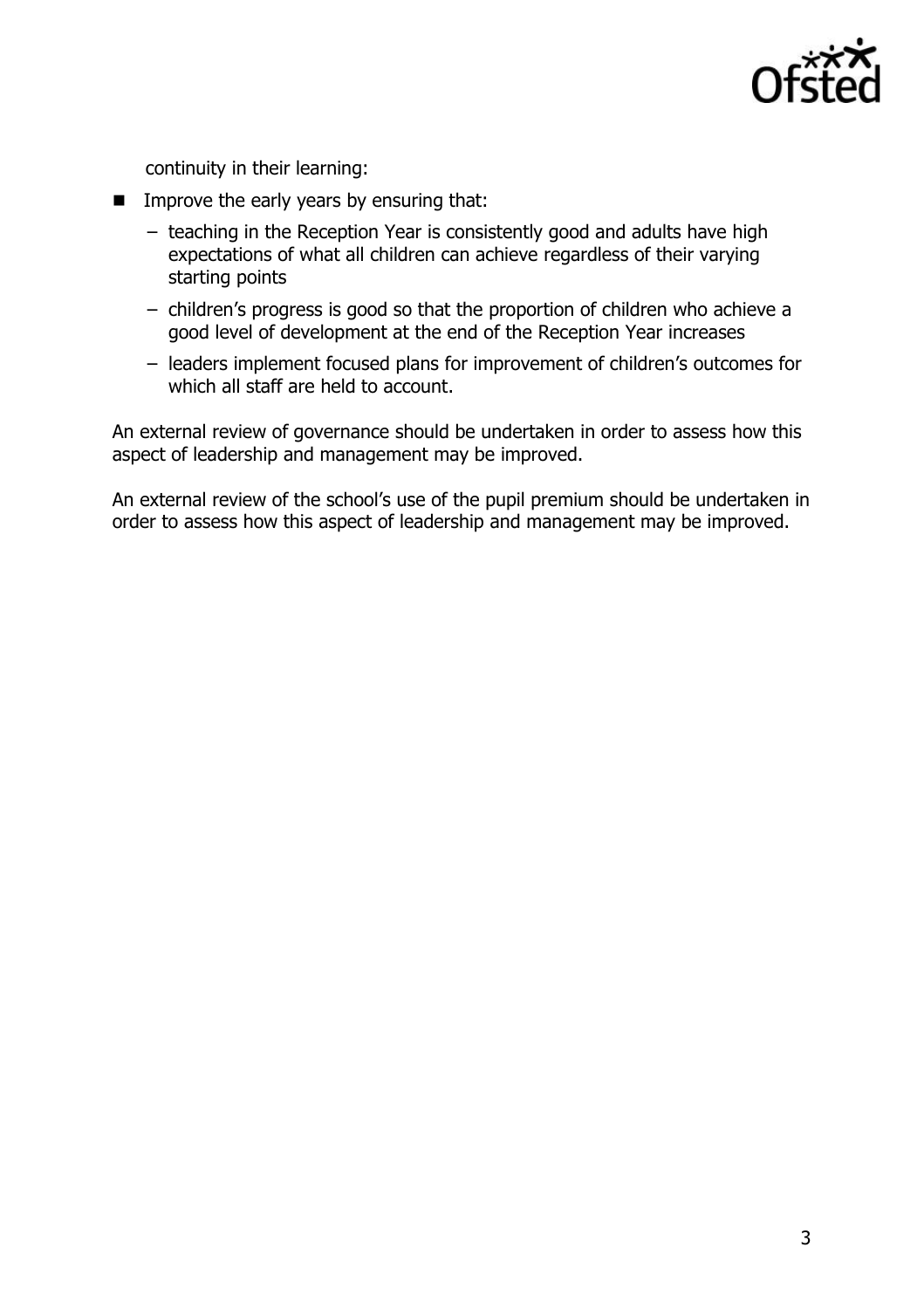continuity in their learning:

- Improve the early years by ensuring that:
  - teaching in the Reception Year is consistently good and adults have high expectations of what all children can achieve regardless of their varying starting points
  - children's progress is good so that the proportion of children who achieve a good level of development at the end of the Reception Year increases
  - leaders implement focused plans for improvement of children's outcomes for which all staff are held to account.

An external review of governance should be undertaken in order to assess how this aspect of leadership and management may be improved.

An external review of the school's use of the pupil premium should be undertaken in order to assess how this aspect of leadership and management may be improved.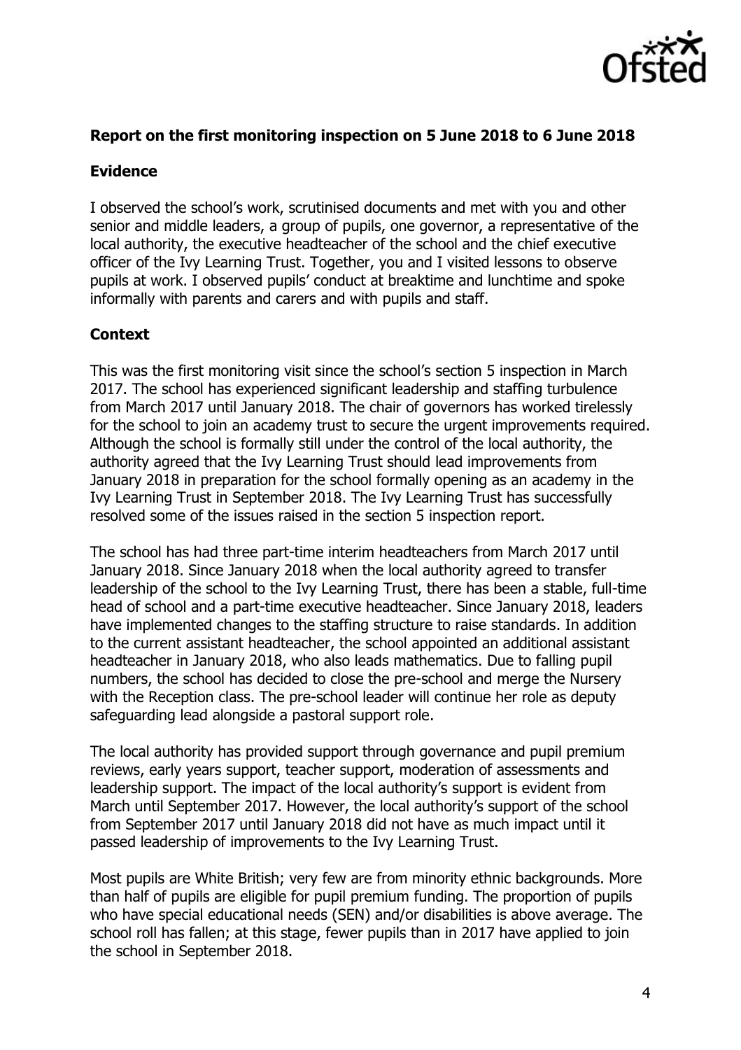**Report on the first monitoring inspection on 5 June 2018 to 6 June 2018**

**Evidence**

I observed the school's work, scrutinised documents and met with you and other senior and middle leaders, a group of pupils, one governor, a representative of the local authority, the executive headteacher of the school and the chief executive officer of the Ivy Learning Trust. Together, you and I visited lessons to observe pupils at work. I observed pupils' conduct at breaktime and lunchtime and spoke informally with parents and carers and with pupils and staff.

**Context**

This was the first monitoring visit since the school's section 5 inspection in March 2017. The school has experienced significant leadership and staffing turbulence from March 2017 until January 2018. The chair of governors has worked tirelessly for the school to join an academy trust to secure the urgent improvements required. Although the school is formally still under the control of the local authority, the authority agreed that the Ivy Learning Trust should lead improvements from January 2018 in preparation for the school formally opening as an academy in the Ivy Learning Trust in September 2018. The Ivy Learning Trust has successfully resolved some of the issues raised in the section 5 inspection report.

The school has had three part-time interim headteachers from March 2017 until January 2018. Since January 2018 when the local authority agreed to transfer leadership of the school to the Ivy Learning Trust, there has been a stable, full-time head of school and a part-time executive headteacher. Since January 2018, leaders have implemented changes to the staffing structure to raise standards. In addition to the current assistant headteacher, the school appointed an additional assistant headteacher in January 2018, who also leads mathematics. Due to falling pupil numbers, the school has decided to close the pre-school and merge the Nursery with the Reception class. The pre-school leader will continue her role as deputy safeguarding lead alongside a pastoral support role.

The local authority has provided support through governance and pupil premium reviews, early years support, teacher support, moderation of assessments and leadership support. The impact of the local authority's support is evident from March until September 2017. However, the local authority's support of the school from September 2017 until January 2018 did not have as much impact until it passed leadership of improvements to the Ivy Learning Trust.

Most pupils are White British; very few are from minority ethnic backgrounds. More than half of pupils are eligible for pupil premium funding. The proportion of pupils who have special educational needs (SEN) and/or disabilities is above average. The school roll has fallen; at this stage, fewer pupils than in 2017 have applied to join the school in September 2018.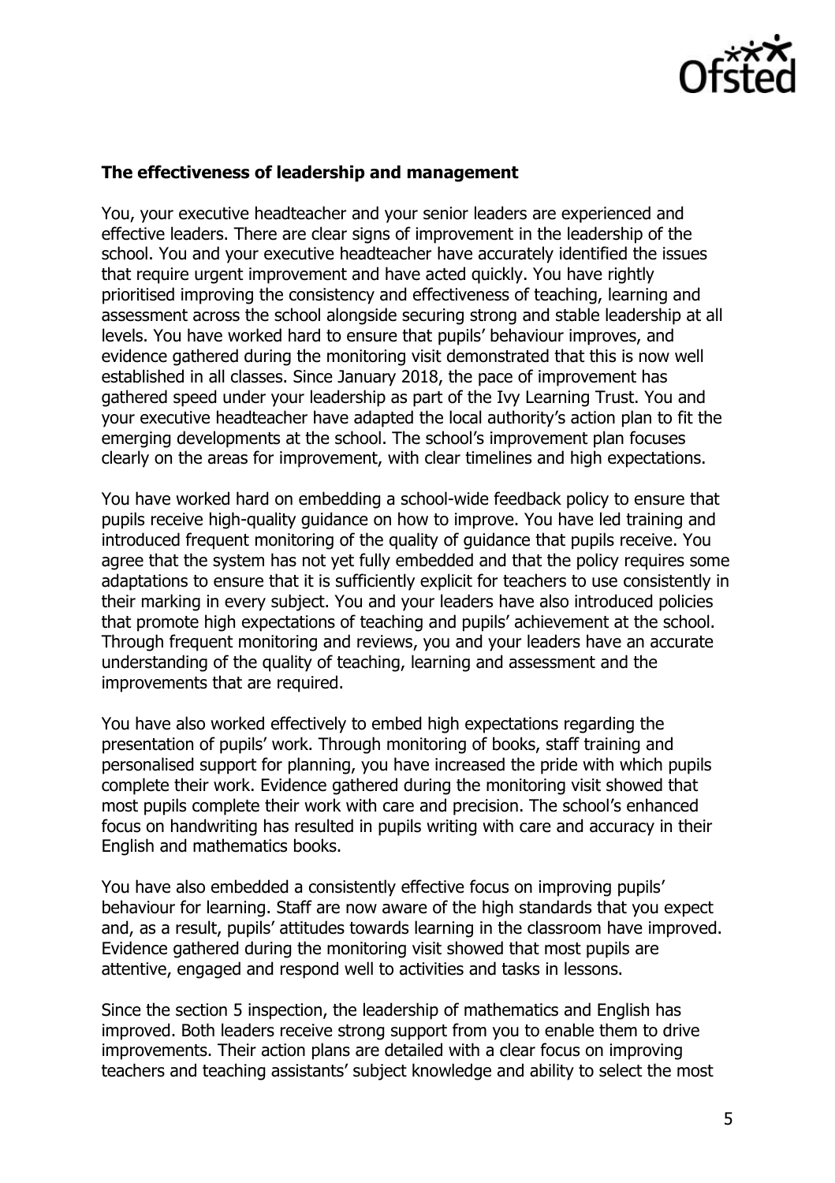**The effectiveness of leadership and management**

You, your executive headteacher and your senior leaders are experienced and effective leaders. There are clear signs of improvement in the leadership of the school. You and your executive headteacher have accurately identified the issues that require urgent improvement and have acted quickly. You have rightly prioritised improving the consistency and effectiveness of teaching, learning and assessment across the school alongside securing strong and stable leadership at all levels. You have worked hard to ensure that pupils' behaviour improves, and evidence gathered during the monitoring visit demonstrated that this is now well established in all classes. Since January 2018, the pace of improvement has gathered speed under your leadership as part of the Ivy Learning Trust. You and your executive headteacher have adapted the local authority's action plan to fit the emerging developments at the school. The school's improvement plan focuses clearly on the areas for improvement, with clear timelines and high expectations.

You have worked hard on embedding a school-wide feedback policy to ensure that pupils receive high-quality guidance on how to improve. You have led training and introduced frequent monitoring of the quality of guidance that pupils receive. You agree that the system has not yet fully embedded and that the policy requires some adaptations to ensure that it is sufficiently explicit for teachers to use consistently in their marking in every subject. You and your leaders have also introduced policies that promote high expectations of teaching and pupils' achievement at the school. Through frequent monitoring and reviews, you and your leaders have an accurate understanding of the quality of teaching, learning and assessment and the improvements that are required.

You have also worked effectively to embed high expectations regarding the presentation of pupils' work. Through monitoring of books, staff training and personalised support for planning, you have increased the pride with which pupils complete their work. Evidence gathered during the monitoring visit showed that most pupils complete their work with care and precision. The school's enhanced focus on handwriting has resulted in pupils writing with care and accuracy in their English and mathematics books.

You have also embedded a consistently effective focus on improving pupils' behaviour for learning. Staff are now aware of the high standards that you expect and, as a result, pupils' attitudes towards learning in the classroom have improved. Evidence gathered during the monitoring visit showed that most pupils are attentive, engaged and respond well to activities and tasks in lessons.

Since the section 5 inspection, the leadership of mathematics and English has improved. Both leaders receive strong support from you to enable them to drive improvements. Their action plans are detailed with a clear focus on improving teachers and teaching assistants' subject knowledge and ability to select the most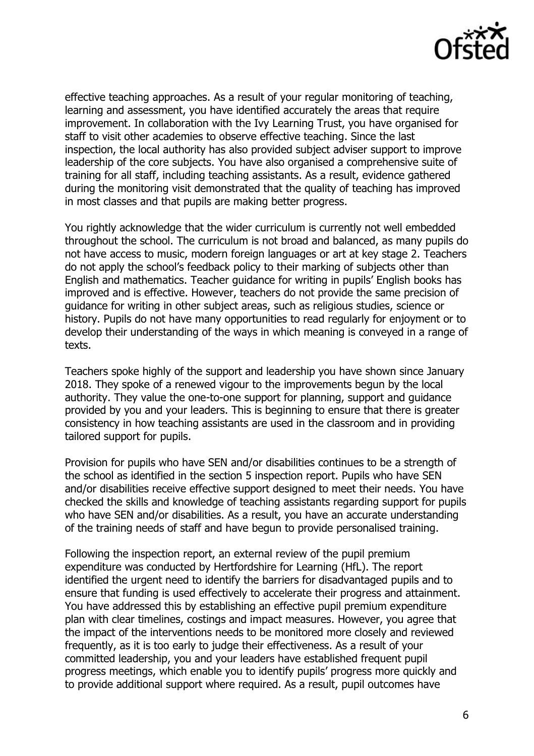effective teaching approaches. As a result of your regular monitoring of teaching, learning and assessment, you have identified accurately the areas that require improvement. In collaboration with the Ivy Learning Trust, you have organised for staff to visit other academies to observe effective teaching. Since the last inspection, the local authority has also provided subject adviser support to improve leadership of the core subjects. You have also organised a comprehensive suite of training for all staff, including teaching assistants. As a result, evidence gathered during the monitoring visit demonstrated that the quality of teaching has improved in most classes and that pupils are making better progress.

You rightly acknowledge that the wider curriculum is currently not well embedded throughout the school. The curriculum is not broad and balanced, as many pupils do not have access to music, modern foreign languages or art at key stage 2. Teachers do not apply the school's feedback policy to their marking of subjects other than English and mathematics. Teacher guidance for writing in pupils' English books has improved and is effective. However, teachers do not provide the same precision of guidance for writing in other subject areas, such as religious studies, science or history. Pupils do not have many opportunities to read regularly for enjoyment or to develop their understanding of the ways in which meaning is conveyed in a range of texts.

Teachers spoke highly of the support and leadership you have shown since January 2018. They spoke of a renewed vigour to the improvements begun by the local authority. They value the one-to-one support for planning, support and guidance provided by you and your leaders. This is beginning to ensure that there is greater consistency in how teaching assistants are used in the classroom and in providing tailored support for pupils.

Provision for pupils who have SEN and/or disabilities continues to be a strength of the school as identified in the section 5 inspection report. Pupils who have SEN and/or disabilities receive effective support designed to meet their needs. You have checked the skills and knowledge of teaching assistants regarding support for pupils who have SEN and/or disabilities. As a result, you have an accurate understanding of the training needs of staff and have begun to provide personalised training.

Following the inspection report, an external review of the pupil premium expenditure was conducted by Hertfordshire for Learning (HfL). The report identified the urgent need to identify the barriers for disadvantaged pupils and to ensure that funding is used effectively to accelerate their progress and attainment. You have addressed this by establishing an effective pupil premium expenditure plan with clear timelines, costings and impact measures. However, you agree that the impact of the interventions needs to be monitored more closely and reviewed frequently, as it is too early to judge their effectiveness. As a result of your committed leadership, you and your leaders have established frequent pupil progress meetings, which enable you to identify pupils' progress more quickly and to provide additional support where required. As a result, pupil outcomes have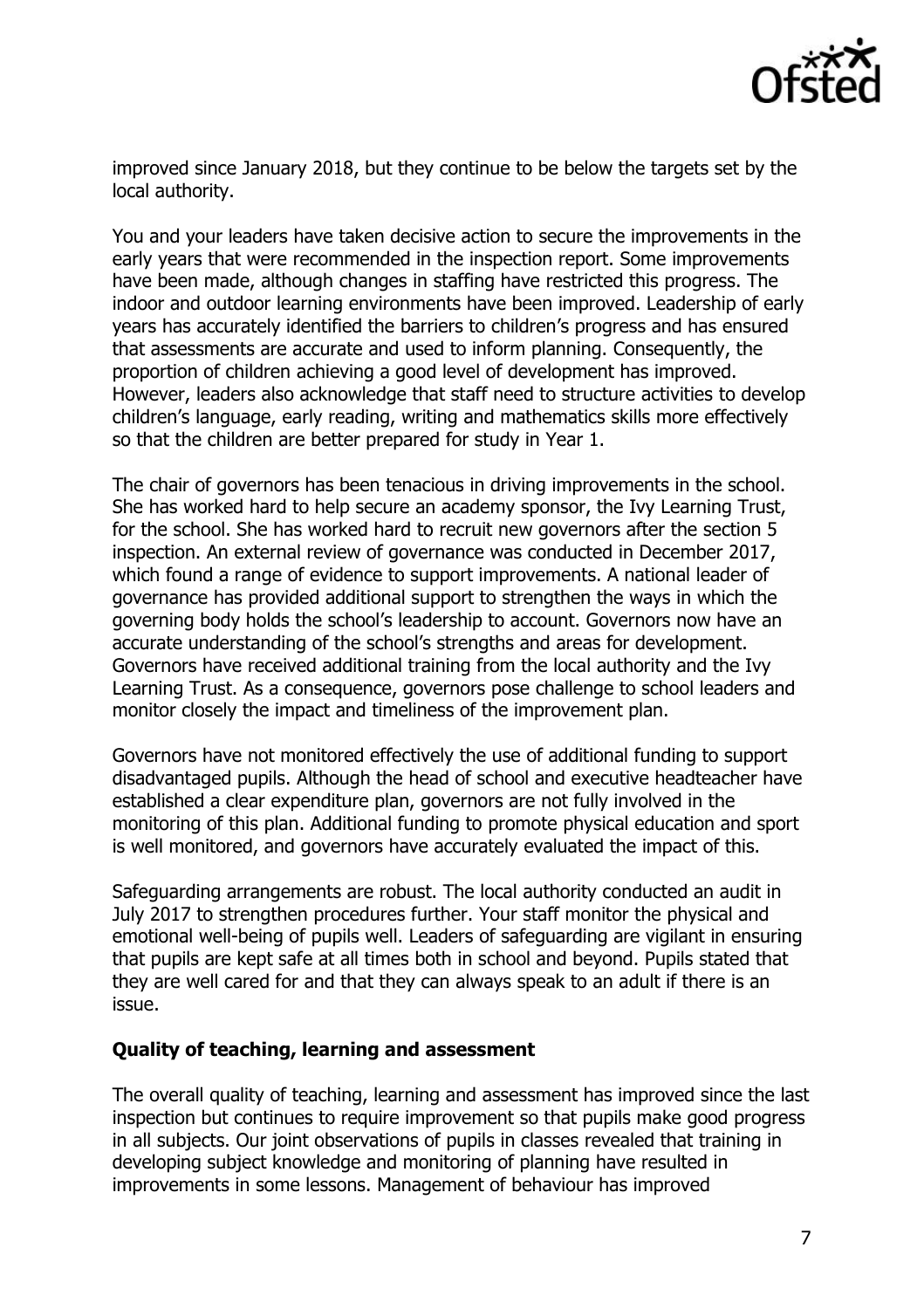improved since January 2018, but they continue to be below the targets set by the local authority.

You and your leaders have taken decisive action to secure the improvements in the early years that were recommended in the inspection report. Some improvements have been made, although changes in staffing have restricted this progress. The indoor and outdoor learning environments have been improved. Leadership of early years has accurately identified the barriers to children's progress and has ensured that assessments are accurate and used to inform planning. Consequently, the proportion of children achieving a good level of development has improved. However, leaders also acknowledge that staff need to structure activities to develop children's language, early reading, writing and mathematics skills more effectively so that the children are better prepared for study in Year 1.

The chair of governors has been tenacious in driving improvements in the school. She has worked hard to help secure an academy sponsor, the Ivy Learning Trust, for the school. She has worked hard to recruit new governors after the section 5 inspection. An external review of governance was conducted in December 2017, which found a range of evidence to support improvements. A national leader of governance has provided additional support to strengthen the ways in which the governing body holds the school's leadership to account. Governors now have an accurate understanding of the school's strengths and areas for development. Governors have received additional training from the local authority and the Ivy Learning Trust. As a consequence, governors pose challenge to school leaders and monitor closely the impact and timeliness of the improvement plan.

Governors have not monitored effectively the use of additional funding to support disadvantaged pupils. Although the head of school and executive headteacher have established a clear expenditure plan, governors are not fully involved in the monitoring of this plan. Additional funding to promote physical education and sport is well monitored, and governors have accurately evaluated the impact of this.

Safeguarding arrangements are robust. The local authority conducted an audit in July 2017 to strengthen procedures further. Your staff monitor the physical and emotional well-being of pupils well. Leaders of safeguarding are vigilant in ensuring that pupils are kept safe at all times both in school and beyond. Pupils stated that they are well cared for and that they can always speak to an adult if there is an issue.

**Quality of teaching, learning and assessment**

The overall quality of teaching, learning and assessment has improved since the last inspection but continues to require improvement so that pupils make good progress in all subjects. Our joint observations of pupils in classes revealed that training in developing subject knowledge and monitoring of planning have resulted in improvements in some lessons. Management of behaviour has improved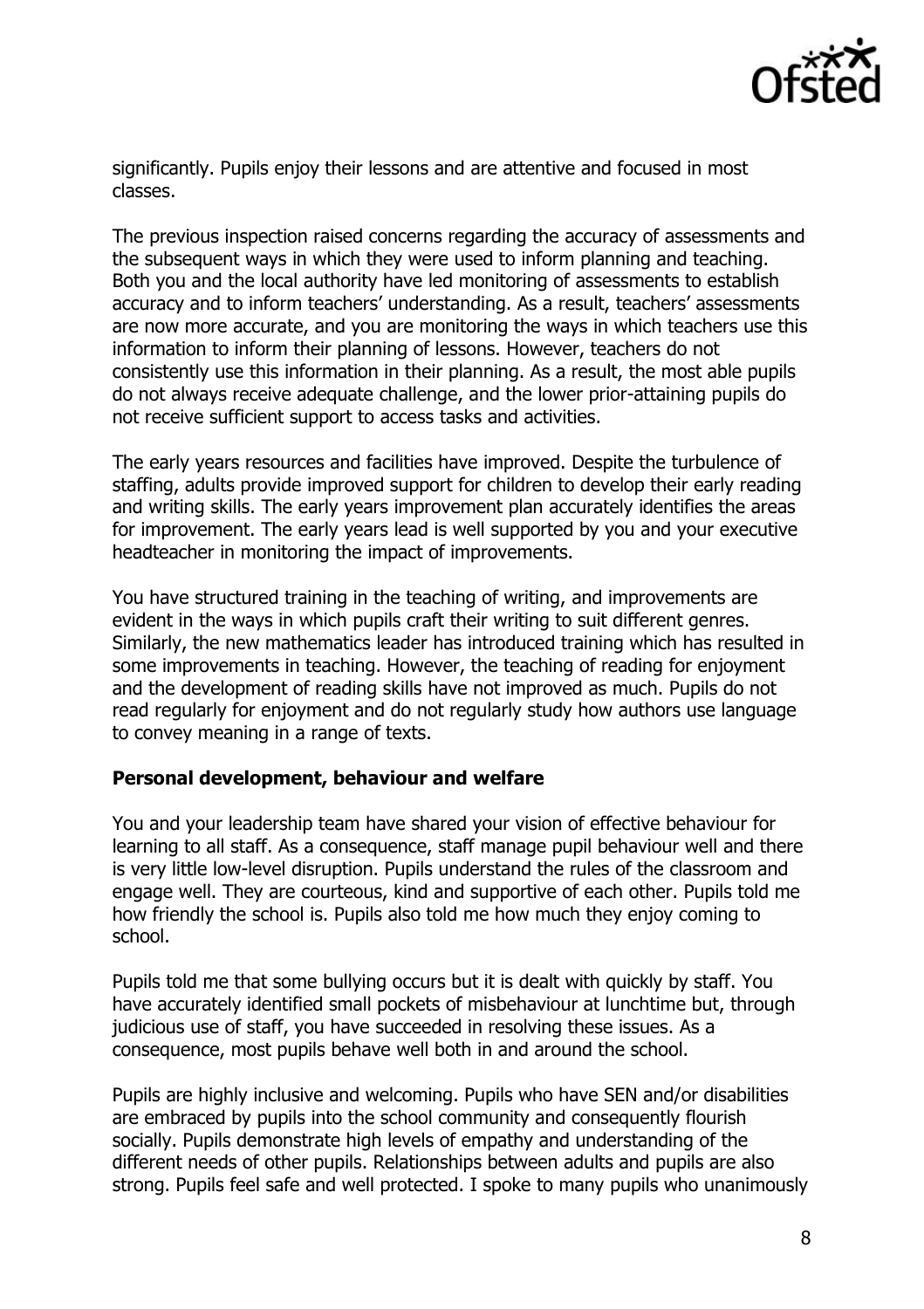significantly. Pupils enjoy their lessons and are attentive and focused in most classes.

The previous inspection raised concerns regarding the accuracy of assessments and the subsequent ways in which they were used to inform planning and teaching. Both you and the local authority have led monitoring of assessments to establish accuracy and to inform teachers' understanding. As a result, teachers' assessments are now more accurate, and you are monitoring the ways in which teachers use this information to inform their planning of lessons. However, teachers do not consistently use this information in their planning. As a result, the most able pupils do not always receive adequate challenge, and the lower prior-attaining pupils do not receive sufficient support to access tasks and activities.

The early years resources and facilities have improved. Despite the turbulence of staffing, adults provide improved support for children to develop their early reading and writing skills. The early years improvement plan accurately identifies the areas for improvement. The early years lead is well supported by you and your executive headteacher in monitoring the impact of improvements.

You have structured training in the teaching of writing, and improvements are evident in the ways in which pupils craft their writing to suit different genres. Similarly, the new mathematics leader has introduced training which has resulted in some improvements in teaching. However, the teaching of reading for enjoyment and the development of reading skills have not improved as much. Pupils do not read regularly for enjoyment and do not regularly study how authors use language to convey meaning in a range of texts.

**Personal development, behaviour and welfare**

You and your leadership team have shared your vision of effective behaviour for learning to all staff. As a consequence, staff manage pupil behaviour well and there is very little low-level disruption. Pupils understand the rules of the classroom and engage well. They are courteous, kind and supportive of each other. Pupils told me how friendly the school is. Pupils also told me how much they enjoy coming to school.

Pupils told me that some bullying occurs but it is dealt with quickly by staff. You have accurately identified small pockets of misbehaviour at lunchtime but, through judicious use of staff, you have succeeded in resolving these issues. As a consequence, most pupils behave well both in and around the school.

Pupils are highly inclusive and welcoming. Pupils who have SEN and/or disabilities are embraced by pupils into the school community and consequently flourish socially. Pupils demonstrate high levels of empathy and understanding of the different needs of other pupils. Relationships between adults and pupils are also strong. Pupils feel safe and well protected. I spoke to many pupils who unanimously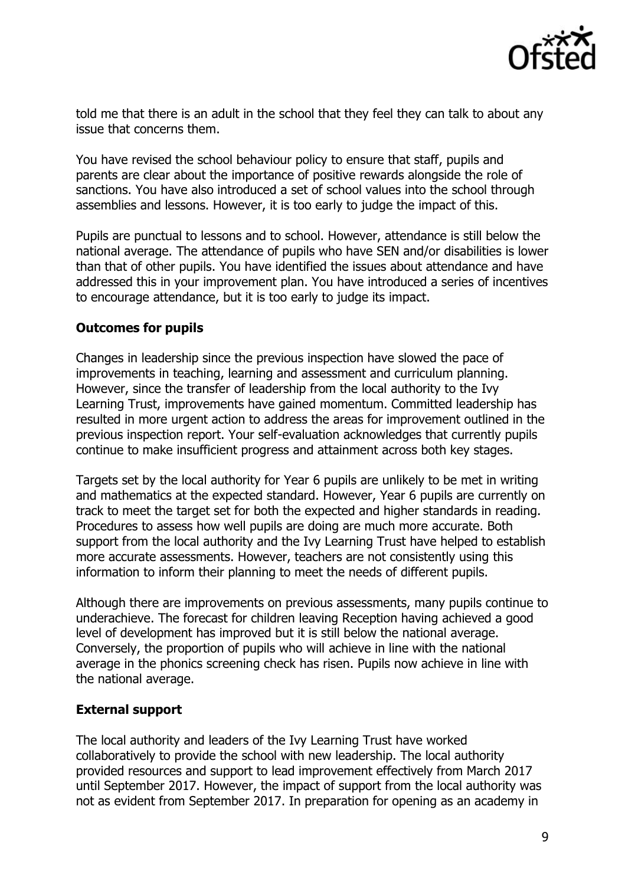told me that there is an adult in the school that they feel they can talk to about any issue that concerns them.

You have revised the school behaviour policy to ensure that staff, pupils and parents are clear about the importance of positive rewards alongside the role of sanctions. You have also introduced a set of school values into the school through assemblies and lessons. However, it is too early to judge the impact of this.

Pupils are punctual to lessons and to school. However, attendance is still below the national average. The attendance of pupils who have SEN and/or disabilities is lower than that of other pupils. You have identified the issues about attendance and have addressed this in your improvement plan. You have introduced a series of incentives to encourage attendance, but it is too early to judge its impact.

**Outcomes for pupils**

Changes in leadership since the previous inspection have slowed the pace of improvements in teaching, learning and assessment and curriculum planning. However, since the transfer of leadership from the local authority to the Ivy Learning Trust, improvements have gained momentum. Committed leadership has resulted in more urgent action to address the areas for improvement outlined in the previous inspection report. Your self-evaluation acknowledges that currently pupils continue to make insufficient progress and attainment across both key stages.

Targets set by the local authority for Year 6 pupils are unlikely to be met in writing and mathematics at the expected standard. However, Year 6 pupils are currently on track to meet the target set for both the expected and higher standards in reading. Procedures to assess how well pupils are doing are much more accurate. Both support from the local authority and the Ivy Learning Trust have helped to establish more accurate assessments. However, teachers are not consistently using this information to inform their planning to meet the needs of different pupils.

Although there are improvements on previous assessments, many pupils continue to underachieve. The forecast for children leaving Reception having achieved a good level of development has improved but it is still below the national average. Conversely, the proportion of pupils who will achieve in line with the national average in the phonics screening check has risen. Pupils now achieve in line with the national average.

**External support**

The local authority and leaders of the Ivy Learning Trust have worked collaboratively to provide the school with new leadership. The local authority provided resources and support to lead improvement effectively from March 2017 until September 2017. However, the impact of support from the local authority was not as evident from September 2017. In preparation for opening as an academy in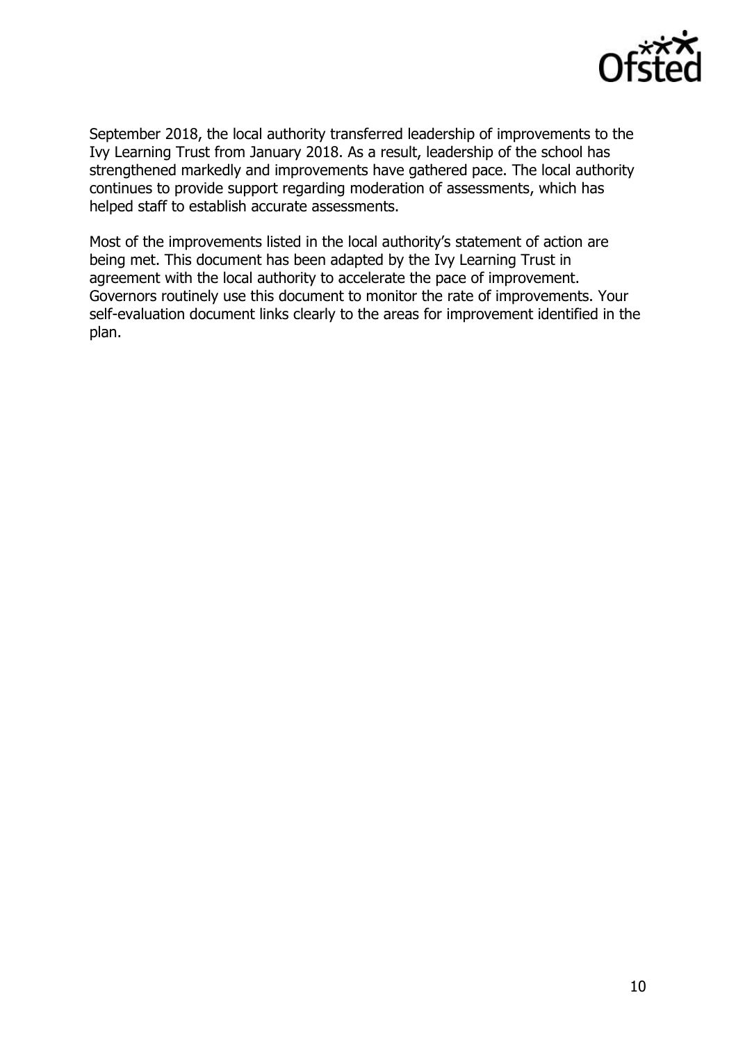September 2018, the local authority transferred leadership of improvements to the Ivy Learning Trust from January 2018. As a result, leadership of the school has strengthened markedly and improvements have gathered pace. The local authority continues to provide support regarding moderation of assessments, which has helped staff to establish accurate assessments.

Most of the improvements listed in the local authority's statement of action are being met. This document has been adapted by the Ivy Learning Trust in agreement with the local authority to accelerate the pace of improvement. Governors routinely use this document to monitor the rate of improvements. Your self-evaluation document links clearly to the areas for improvement identified in the plan.